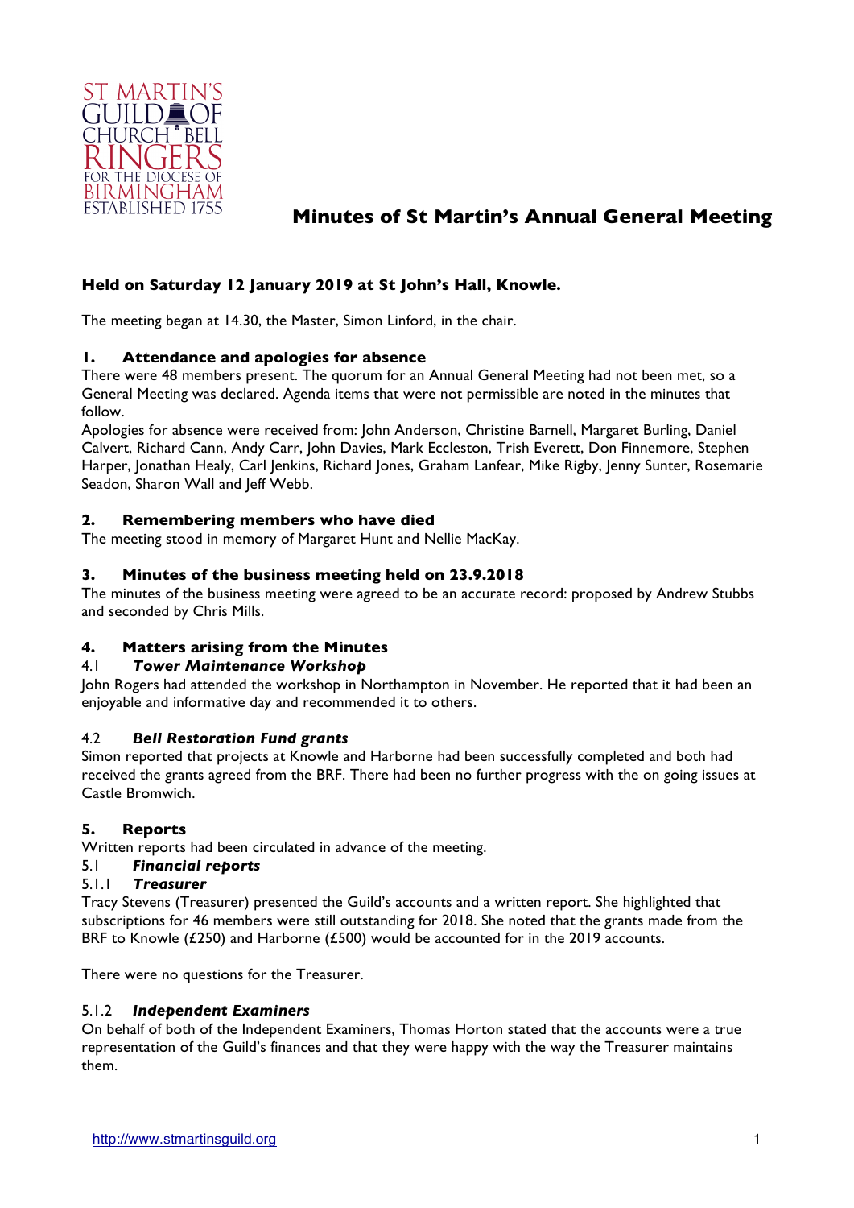# Minutes of St Martin's Annual General Meeting

**Held on Saturday 12 January 2019 at St John's Hall, Knowle.**

The meeting began at 14.30, the Master, Simon Linford, in the chair.

## 1. Attendance and apologies for absence

There were 48 members present. The quorum for an Annual General Meeting had not been met, so a General Meeting was declared. Agenda items that were not permissible are noted in the minutes that follow.

Apologies for absence were received from: John Anderson, Christine Barnell, Margaret Burling, Daniel Calvert, Richard Cann, Andy Carr, John Davies, Mark Eccleston, Trish Everett, Don Finnemore, Stephen Harper, Jonathan Healy, Carl Jenkins, Richard Jones, Graham Lanfear, Mike Rigby, Jenny Sunter, Rosemarie Seadon, Sharon Wall and Jeff Webb.

## 2. Remembering members who have died

The meeting stood in memory of Margaret Hunt and Nellie MacKay.

## 3. Minutes of the business meeting held on 23.9.2018

The minutes of the business meeting were agreed to be an accurate record: proposed by Andrew Stubbs and seconded by Chris Mills.

## 4. Matters arising from the Minutes

### 4.1 *Tower Maintenance Workshop*

John Rogers had attended the workshop in Northampton in November. He reported that it had been an enjoyable and informative day and recommended it to others.

### 4.2 *Bell Restoration Fund grants*

Simon reported that projects at Knowle and Harborne had been successfully completed and both had received the grants agreed from the BRF. There had been no further progress with the on going issues at Castle Bromwich.

## 5. Reports

Written reports had been circulated in advance of the meeting.

### 5.1 *Financial reports*

#### 5.1.1 *Treasurer*

Tracy Stevens (Treasurer) presented the Guild's accounts and a written report. She highlighted that subscriptions for 46 members were still outstanding for 2018. She noted that the grants made from the BRF to Knowle (£250) and Harborne (£500) would be accounted for in the 2019 accounts.

There were no questions for the Treasurer.

#### 5.1.2 *Independent Examiners*

On behalf of both of the Independent Examiners, Thomas Horton stated that the accounts were a true representation of the Guild's finances and that they were happy with the way the Treasurer maintains them.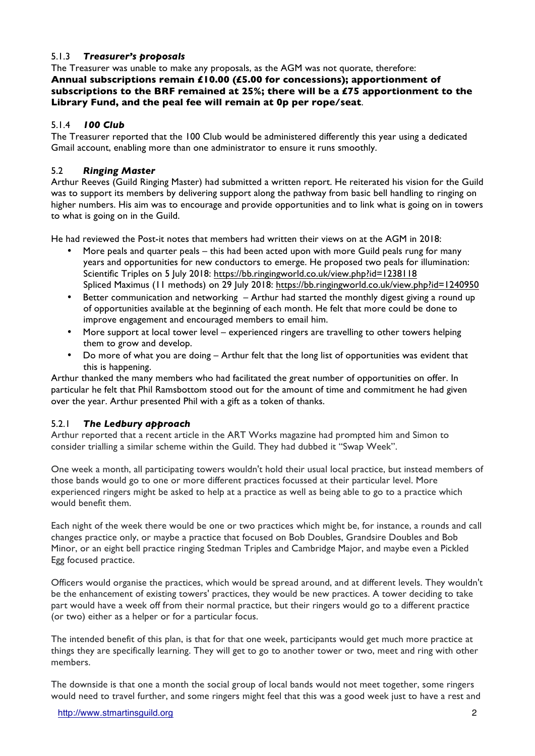#### 5.1.3 *Treasurer's proposals*

The Treasurer was unable to make any proposals, as the AGM was not quorate, therefore:
**Annual subscriptions remain £10.00 (£5.00 for concessions); apportionment of subscriptions to the BRF remained at 25%; there will be a £75 apportionment to the Library Fund, and the peal fee will remain at 0p per rope/seat**.

#### 5.1.4 *100 Club*

The Treasurer reported that the 100 Club would be administered differently this year using a dedicated Gmail account, enabling more than one administrator to ensure it runs smoothly.

### 5.2 *Ringing Master*

Arthur Reeves (Guild Ringing Master) had submitted a written report. He reiterated his vision for the Guild was to support its members by delivering support along the pathway from basic bell handling to ringing on higher numbers. His aim was to encourage and provide opportunities and to link what is going on in towers to what is going on in the Guild.

He had reviewed the Post-it notes that members had written their views on at the AGM in 2018:

- More peals and quarter peals – this had been acted upon with more Guild peals rung for many years and opportunities for new conductors to emerge. He proposed two peals for illumination: Scientific Triples on 5 July 2018: https://bb.ringingworld.co.uk/view.php?id=1238118 Spliced Maximus (11 methods) on 29 July 2018: https://bb.ringingworld.co.uk/view.php?id=1240950
- Better communication and networking – Arthur had started the monthly digest giving a round up of opportunities available at the beginning of each month. He felt that more could be done to improve engagement and encouraged members to email him.
- More support at local tower level – experienced ringers are travelling to other towers helping them to grow and develop.
- Do more of what you are doing – Arthur felt that the long list of opportunities was evident that this is happening.

Arthur thanked the many members who had facilitated the great number of opportunities on offer. In particular he felt that Phil Ramsbottom stood out for the amount of time and commitment he had given over the year. Arthur presented Phil with a gift as a token of thanks.

#### 5.2.1 *The Ledbury approach*

Arthur reported that a recent article in the ART Works magazine had prompted him and Simon to consider trialling a similar scheme within the Guild. They had dubbed it "Swap Week".

One week a month, all participating towers wouldn't hold their usual local practice, but instead members of those bands would go to one or more different practices focussed at their particular level. More experienced ringers might be asked to help at a practice as well as being able to go to a practice which would benefit them.

Each night of the week there would be one or two practices which might be, for instance, a rounds and call changes practice only, or maybe a practice that focused on Bob Doubles, Grandsire Doubles and Bob Minor, or an eight bell practice ringing Stedman Triples and Cambridge Major, and maybe even a Pickled Egg focused practice.

Officers would organise the practices, which would be spread around, and at different levels. They wouldn't be the enhancement of existing towers' practices, they would be new practices. A tower deciding to take part would have a week off from their normal practice, but their ringers would go to a different practice (or two) either as a helper or for a particular focus.

The intended benefit of this plan, is that for that one week, participants would get much more practice at things they are specifically learning. They will get to go to another tower or two, meet and ring with other members.

The downside is that one a month the social group of local bands would not meet together, some ringers would need to travel further, and some ringers might feel that this was a good week just to have a rest and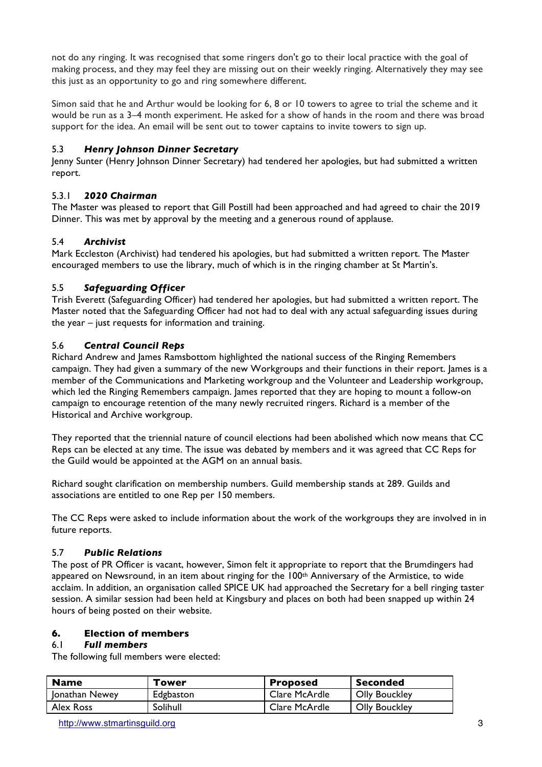not do any ringing. It was recognised that some ringers don't go to their local practice with the goal of making process, and they may feel they are missing out on their weekly ringing. Alternatively they may see this just as an opportunity to go and ring somewhere different.

Simon said that he and Arthur would be looking for 6, 8 or 10 towers to agree to trial the scheme and it would be run as a 3–4 month experiment. He asked for a show of hands in the room and there was broad support for the idea. An email will be sent out to tower captains to invite towers to sign up.

### 5.3 *Henry Johnson Dinner Secretary*

Jenny Sunter (Henry Johnson Dinner Secretary) had tendered her apologies, but had submitted a written report.

#### 5.3.1 *2020 Chairman*

The Master was pleased to report that Gill Postill had been approached and had agreed to chair the 2019 Dinner. This was met by approval by the meeting and a generous round of applause.

### 5.4 *Archivist*

Mark Eccleston (Archivist) had tendered his apologies, but had submitted a written report. The Master encouraged members to use the library, much of which is in the ringing chamber at St Martin's.

### 5.5 *Safeguarding Officer*

Trish Everett (Safeguarding Officer) had tendered her apologies, but had submitted a written report. The Master noted that the Safeguarding Officer had not had to deal with any actual safeguarding issues during the year – just requests for information and training.

### 5.6 *Central Council Reps*

Richard Andrew and James Ramsbottom highlighted the national success of the Ringing Remembers campaign. They had given a summary of the new Workgroups and their functions in their report. James is a member of the Communications and Marketing workgroup and the Volunteer and Leadership workgroup, which led the Ringing Remembers campaign. James reported that they are hoping to mount a follow-on campaign to encourage retention of the many newly recruited ringers. Richard is a member of the Historical and Archive workgroup.

They reported that the triennial nature of council elections had been abolished which now means that CC Reps can be elected at any time. The issue was debated by members and it was agreed that CC Reps for the Guild would be appointed at the AGM on an annual basis.

Richard sought clarification on membership numbers. Guild membership stands at 289. Guilds and associations are entitled to one Rep per 150 members.

The CC Reps were asked to include information about the work of the workgroups they are involved in in future reports.

### 5.7 *Public Relations*

The post of PR Officer is vacant, however, Simon felt it appropriate to report that the Brumdingers had appeared on Newsround, in an item about ringing for the 100th Anniversary of the Armistice, to wide acclaim. In addition, an organisation called SPICE UK had approached the Secretary for a bell ringing taster session. A similar session had been held at Kingsbury and places on both had been snapped up within 24 hours of being posted on their website.

## 6. Election of members

### 6.1 *Full members*

The following full members were elected:

| Name | Tower | Proposed | Seconded |
|---|---|---|---|
| Jonathan Newey | Edgbaston | Clare McArdle | Olly Bouckley |
| Alex Ross | Solihull | Clare McArdle | Olly Bouckley |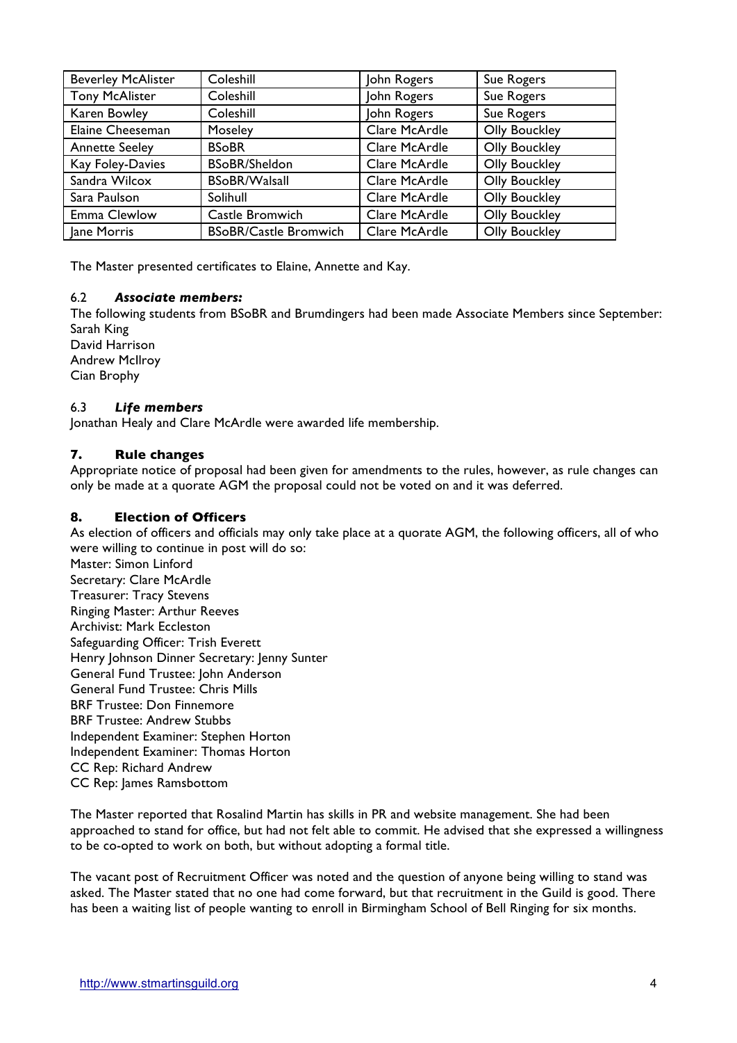| Beverley McAlister | Coleshill | John Rogers | Sue Rogers |
|---|---|---|---|
| Tony McAlister | Coleshill | John Rogers | Sue Rogers |
| Karen Bowley | Coleshill | John Rogers | Sue Rogers |
| Elaine Cheeseman | Moseley | Clare McArdle | Olly Bouckley |
| Annette Seeley | BSoBR | Clare McArdle | Olly Bouckley |
| Kay Foley-Davies | BSoBR/Sheldon | Clare McArdle | Olly Bouckley |
| Sandra Wilcox | BSoBR/Walsall | Clare McArdle | Olly Bouckley |
| Sara Paulson | Solihull | Clare McArdle | Olly Bouckley |
| Emma Clewlow | Castle Bromwich | Clare McArdle | Olly Bouckley |
| Jane Morris | BSoBR/Castle Bromwich | Clare McArdle | Olly Bouckley |

The Master presented certificates to Elaine, Annette and Kay.

6.2 ***Associate members:***

The following students from BSoBR and Brumdingers had been made Associate Members since September:
Sarah King
David Harrison
Andrew McIlroy
Cian Brophy

6.3 ***Life members***

Jonathan Healy and Clare McArdle were awarded life membership.

## 7. Rule changes

Appropriate notice of proposal had been given for amendments to the rules, however, as rule changes can only be made at a quorate AGM the proposal could not be voted on and it was deferred.

## 8. Election of Officers

As election of officers and officials may only take place at a quorate AGM, the following officers, all of who were willing to continue in post will do so:
Master: Simon Linford
Secretary: Clare McArdle
Treasurer: Tracy Stevens
Ringing Master: Arthur Reeves
Archivist: Mark Eccleston
Safeguarding Officer: Trish Everett
Henry Johnson Dinner Secretary: Jenny Sunter
General Fund Trustee: John Anderson
General Fund Trustee: Chris Mills
BRF Trustee: Don Finnemore
BRF Trustee: Andrew Stubbs
Independent Examiner: Stephen Horton
Independent Examiner: Thomas Horton
CC Rep: Richard Andrew
CC Rep: James Ramsbottom

The Master reported that Rosalind Martin has skills in PR and website management. She had been approached to stand for office, but had not felt able to commit. He advised that she expressed a willingness to be co-opted to work on both, but without adopting a formal title.

The vacant post of Recruitment Officer was noted and the question of anyone being willing to stand was asked. The Master stated that no one had come forward, but that recruitment in the Guild is good. There has been a waiting list of people wanting to enroll in Birmingham School of Bell Ringing for six months.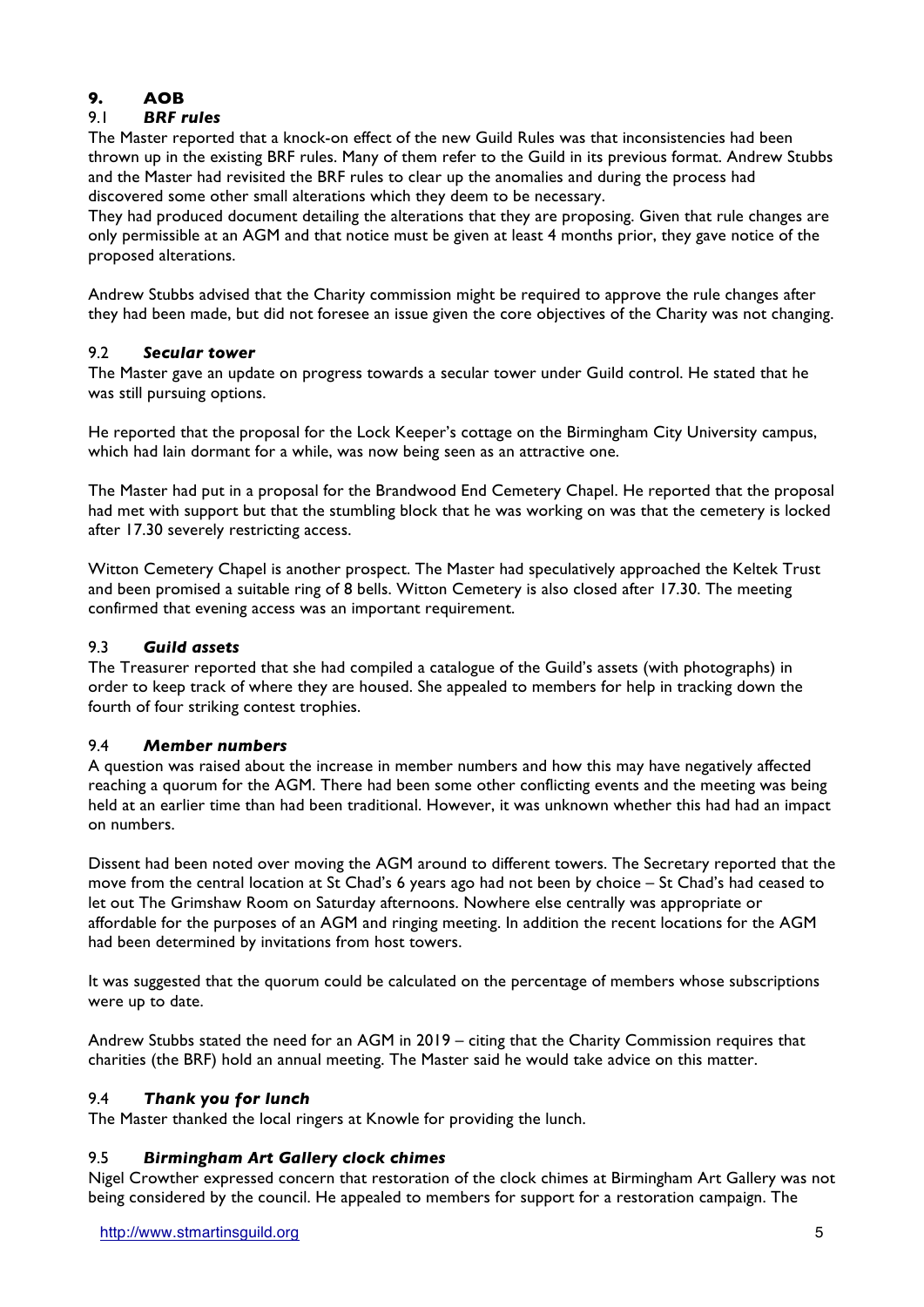## 9. AOB

### 9.1 *BRF rules*

The Master reported that a knock-on effect of the new Guild Rules was that inconsistencies had been thrown up in the existing BRF rules. Many of them refer to the Guild in its previous format. Andrew Stubbs and the Master had revisited the BRF rules to clear up the anomalies and during the process had discovered some other small alterations which they deem to be necessary.
They had produced document detailing the alterations that they are proposing. Given that rule changes are only permissible at an AGM and that notice must be given at least 4 months prior, they gave notice of the proposed alterations.

Andrew Stubbs advised that the Charity commission might be required to approve the rule changes after they had been made, but did not foresee an issue given the core objectives of the Charity was not changing.

### 9.2 *Secular tower*

The Master gave an update on progress towards a secular tower under Guild control. He stated that he was still pursuing options.

He reported that the proposal for the Lock Keeper's cottage on the Birmingham City University campus, which had lain dormant for a while, was now being seen as an attractive one.

The Master had put in a proposal for the Brandwood End Cemetery Chapel. He reported that the proposal had met with support but that the stumbling block that he was working on was that the cemetery is locked after 17.30 severely restricting access.

Witton Cemetery Chapel is another prospect. The Master had speculatively approached the Keltek Trust and been promised a suitable ring of 8 bells. Witton Cemetery is also closed after 17.30. The meeting confirmed that evening access was an important requirement.

### 9.3 *Guild assets*

The Treasurer reported that she had compiled a catalogue of the Guild's assets (with photographs) in order to keep track of where they are housed. She appealed to members for help in tracking down the fourth of four striking contest trophies.

### 9.4 *Member numbers*

A question was raised about the increase in member numbers and how this may have negatively affected reaching a quorum for the AGM. There had been some other conflicting events and the meeting was being held at an earlier time than had been traditional. However, it was unknown whether this had had an impact on numbers.

Dissent had been noted over moving the AGM around to different towers. The Secretary reported that the move from the central location at St Chad's 6 years ago had not been by choice – St Chad's had ceased to let out The Grimshaw Room on Saturday afternoons. Nowhere else centrally was appropriate or affordable for the purposes of an AGM and ringing meeting. In addition the recent locations for the AGM had been determined by invitations from host towers.

It was suggested that the quorum could be calculated on the percentage of members whose subscriptions were up to date.

Andrew Stubbs stated the need for an AGM in 2019 – citing that the Charity Commission requires that charities (the BRF) hold an annual meeting. The Master said he would take advice on this matter.

### 9.4 *Thank you for lunch*

The Master thanked the local ringers at Knowle for providing the lunch.

### 9.5 *Birmingham Art Gallery clock chimes*

Nigel Crowther expressed concern that restoration of the clock chimes at Birmingham Art Gallery was not being considered by the council. He appealed to members for support for a restoration campaign. The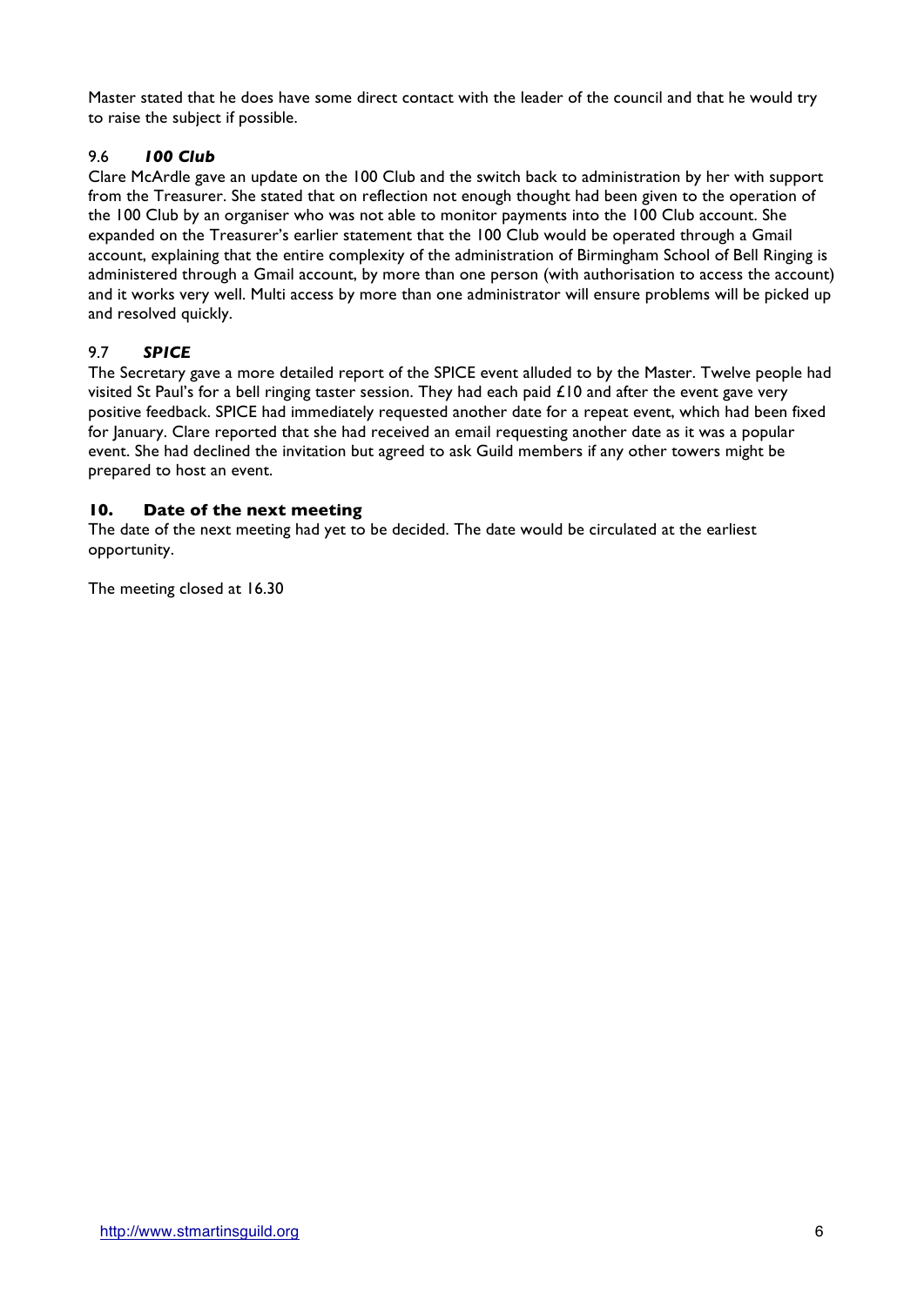Master stated that he does have some direct contact with the leader of the council and that he would try to raise the subject if possible.

### 9.6 *100 Club*

Clare McArdle gave an update on the 100 Club and the switch back to administration by her with support from the Treasurer. She stated that on reflection not enough thought had been given to the operation of the 100 Club by an organiser who was not able to monitor payments into the 100 Club account. She expanded on the Treasurer's earlier statement that the 100 Club would be operated through a Gmail account, explaining that the entire complexity of the administration of Birmingham School of Bell Ringing is administered through a Gmail account, by more than one person (with authorisation to access the account) and it works very well. Multi access by more than one administrator will ensure problems will be picked up and resolved quickly.

### 9.7 *SPICE*

The Secretary gave a more detailed report of the SPICE event alluded to by the Master. Twelve people had visited St Paul's for a bell ringing taster session. They had each paid £10 and after the event gave very positive feedback. SPICE had immediately requested another date for a repeat event, which had been fixed for January. Clare reported that she had received an email requesting another date as it was a popular event. She had declined the invitation but agreed to ask Guild members if any other towers might be prepared to host an event.

## 10. Date of the next meeting

The date of the next meeting had yet to be decided. The date would be circulated at the earliest opportunity.

The meeting closed at 16.30